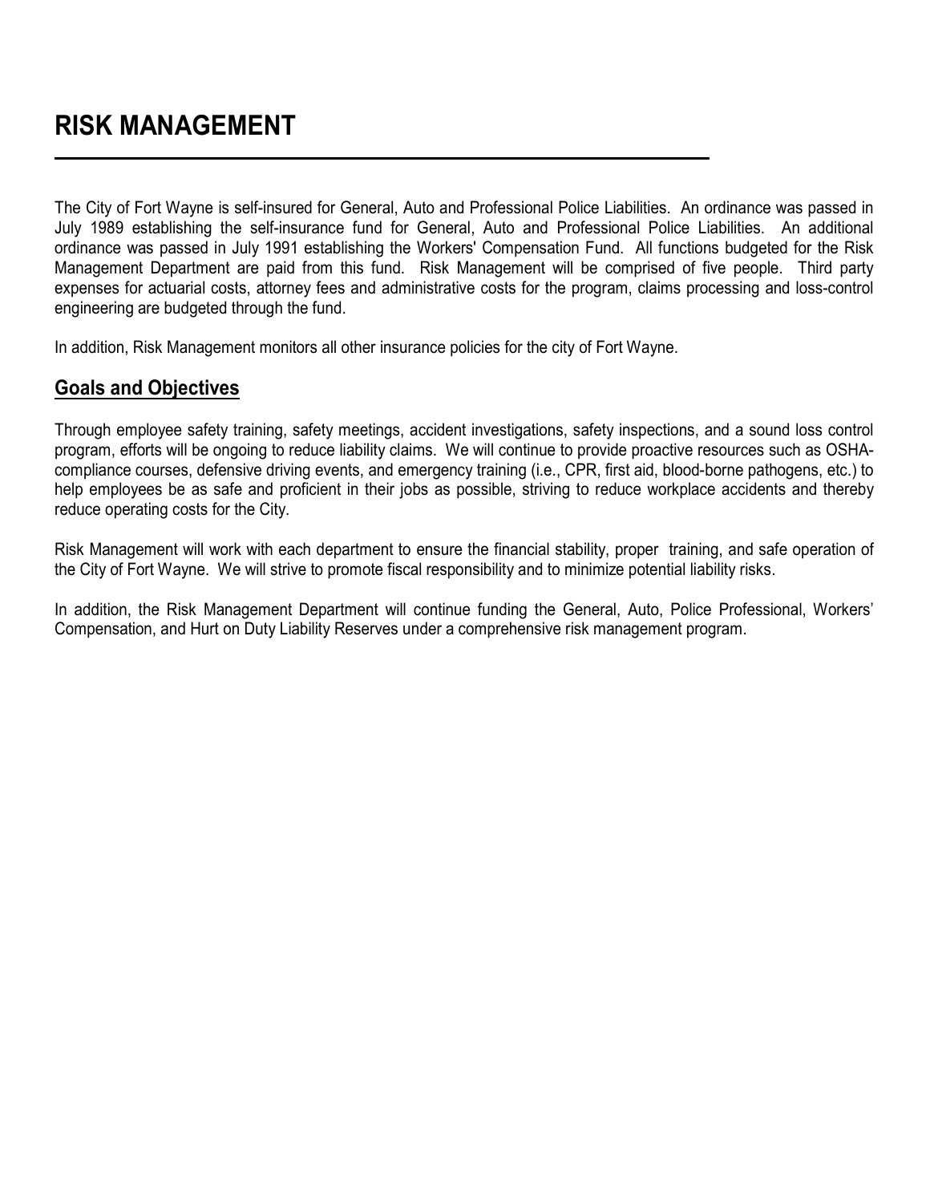# RISK MANAGEMENT

The City of Fort Wayne is self-insured for General, Auto and Professional Police Liabilities. An ordinance was passed in July 1989 establishing the self-insurance fund for General, Auto and Professional Police Liabilities. An additional ordinance was passed in July 1991 establishing the Workers' Compensation Fund. All functions budgeted for the Risk Management Department are paid from this fund. Risk Management will be comprised of five people. Third party expenses for actuarial costs, attorney fees and administrative costs for the program, claims processing and loss-control engineering are budgeted through the fund.

In addition, Risk Management monitors all other insurance policies for the city of Fort Wayne.

## Goals and Objectives

Through employee safety training, safety meetings, accident investigations, safety inspections, and a sound loss control program, efforts will be ongoing to reduce liability claims. We will continue to provide proactive resources such as OSHA-compliance courses, defensive driving events, and emergency training (i.e., CPR, first aid, blood-borne pathogens, etc.) to help employees be as safe and proficient in their jobs as possible, striving to reduce workplace accidents and thereby reduce operating costs for the City.

Risk Management will work with each department to ensure the financial stability, proper training, and safe operation of the City of Fort Wayne. We will strive to promote fiscal responsibility and to minimize potential liability risks.

In addition, the Risk Management Department will continue funding the General, Auto, Police Professional, Workers' Compensation, and Hurt on Duty Liability Reserves under a comprehensive risk management program.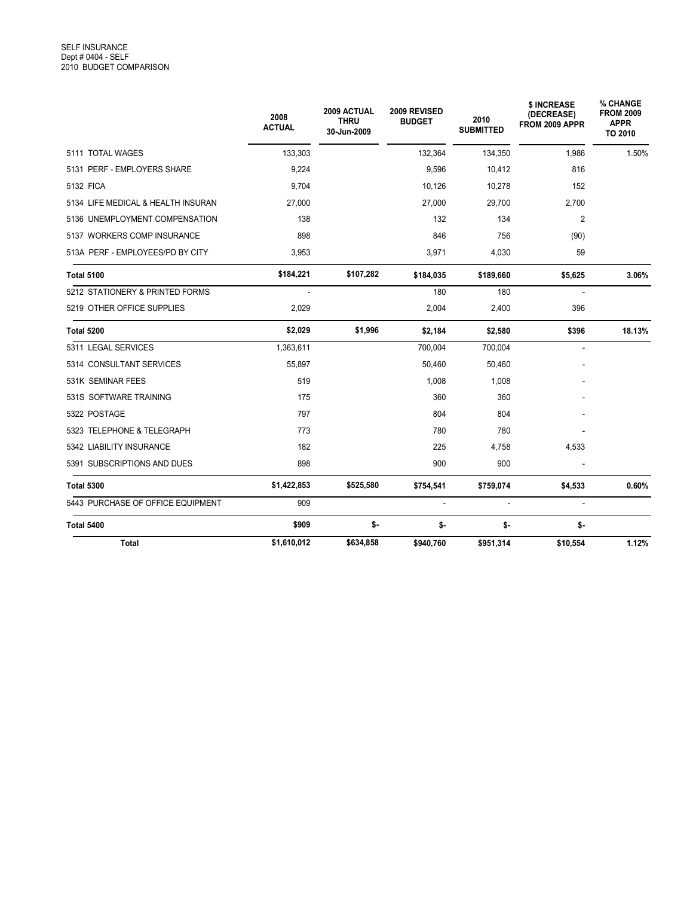SELF INSURANCE
Dept # 0404 - SELF
2010 BUDGET COMPARISON

| | 2008 ACTUAL | 2009 ACTUAL THRU 30-Jun-2009 | 2009 REVISED BUDGET | 2010 SUBMITTED | $ INCREASE (DECREASE) FROM 2009 APPR | % CHANGE FROM 2009 APPR TO 2010 |
|---|---|---|---|---|---|---|
| 5111 TOTAL WAGES | 133,303 | | 132,364 | 134,350 | 1,986 | 1.50% |
| 5131 PERF - EMPLOYERS SHARE | 9,224 | | 9,596 | 10,412 | 816 | |
| 5132 FICA | 9,704 | | 10,126 | 10,278 | 152 | |
| 5134 LIFE MEDICAL & HEALTH INSURAN | 27,000 | | 27,000 | 29,700 | 2,700 | |
| 5136 UNEMPLOYMENT COMPENSATION | 138 | | 132 | 134 | 2 | |
| 5137 WORKERS COMP INSURANCE | 898 | | 846 | 756 | (90) | |
| 513A PERF - EMPLOYEES/PD BY CITY | 3,953 | | 3,971 | 4,030 | 59 | |
| **Total 5100** | **$184,221** | **$107,282** | **$184,035** | **$189,660** | **$5,625** | **3.06%** |
| 5212 STATIONERY & PRINTED FORMS | - | | 180 | 180 | - | |
| 5219 OTHER OFFICE SUPPLIES | 2,029 | | 2,004 | 2,400 | 396 | |
| **Total 5200** | **$2,029** | **$1,996** | **$2,184** | **$2,580** | **$396** | **18.13%** |
| 5311 LEGAL SERVICES | 1,363,611 | | 700,004 | 700,004 | - | |
| 5314 CONSULTANT SERVICES | 55,897 | | 50,460 | 50,460 | - | |
| 531K SEMINAR FEES | 519 | | 1,008 | 1,008 | - | |
| 531S SOFTWARE TRAINING | 175 | | 360 | 360 | - | |
| 5322 POSTAGE | 797 | | 804 | 804 | - | |
| 5323 TELEPHONE & TELEGRAPH | 773 | | 780 | 780 | - | |
| 5342 LIABILITY INSURANCE | 182 | | 225 | 4,758 | 4,533 | |
| 5391 SUBSCRIPTIONS AND DUES | 898 | | 900 | 900 | - | |
| **Total 5300** | **$1,422,853** | **$525,580** | **$754,541** | **$759,074** | **$4,533** | **0.60%** |
| 5443 PURCHASE OF OFFICE EQUIPMENT | 909 | | - | - | - | |
| **Total 5400** | **$909** | **$-** | **$-** | **$-** | **$-** | |
| **Total** | **$1,610,012** | **$634,858** | **$940,760** | **$951,314** | **$10,554** | **1.12%** |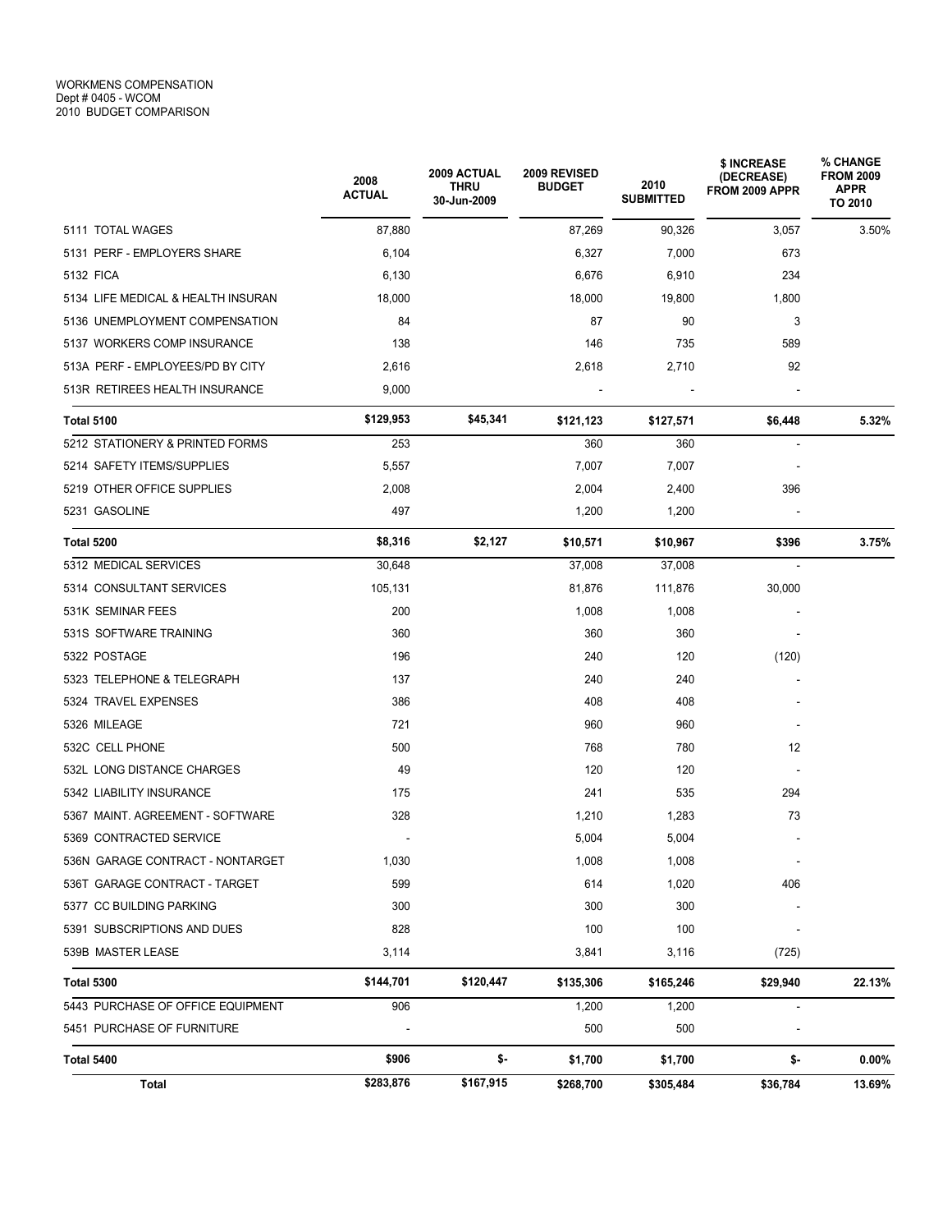WORKMENS COMPENSATION
Dept # 0405 - WCOM
2010 BUDGET COMPARISON

| | 2008 ACTUAL | 2009 ACTUAL THRU 30-Jun-2009 | 2009 REVISED BUDGET | 2010 SUBMITTED | $ INCREASE (DECREASE) FROM 2009 APPR | % CHANGE FROM 2009 APPR TO 2010 |
|---|---|---|---|---|---|---|
| 5111 TOTAL WAGES | 87,880 | | 87,269 | 90,326 | 3,057 | 3.50% |
| 5131 PERF - EMPLOYERS SHARE | 6,104 | | 6,327 | 7,000 | 673 | |
| 5132 FICA | 6,130 | | 6,676 | 6,910 | 234 | |
| 5134 LIFE MEDICAL & HEALTH INSURAN | 18,000 | | 18,000 | 19,800 | 1,800 | |
| 5136 UNEMPLOYMENT COMPENSATION | 84 | | 87 | 90 | 3 | |
| 5137 WORKERS COMP INSURANCE | 138 | | 146 | 735 | 589 | |
| 513A PERF - EMPLOYEES/PD BY CITY | 2,616 | | 2,618 | 2,710 | 92 | |
| 513R RETIREES HEALTH INSURANCE | 9,000 | | - | - | - | |
| **Total 5100** | **$129,953** | **$45,341** | **$121,123** | **$127,571** | **$6,448** | **5.32%** |
| 5212 STATIONERY & PRINTED FORMS | 253 | | 360 | 360 | - | |
| 5214 SAFETY ITEMS/SUPPLIES | 5,557 | | 7,007 | 7,007 | - | |
| 5219 OTHER OFFICE SUPPLIES | 2,008 | | 2,004 | 2,400 | 396 | |
| 5231 GASOLINE | 497 | | 1,200 | 1,200 | - | |
| **Total 5200** | **$8,316** | **$2,127** | **$10,571** | **$10,967** | **$396** | **3.75%** |
| 5312 MEDICAL SERVICES | 30,648 | | 37,008 | 37,008 | - | |
| 5314 CONSULTANT SERVICES | 105,131 | | 81,876 | 111,876 | 30,000 | |
| 531K SEMINAR FEES | 200 | | 1,008 | 1,008 | - | |
| 531S SOFTWARE TRAINING | 360 | | 360 | 360 | - | |
| 5322 POSTAGE | 196 | | 240 | 120 | (120) | |
| 5323 TELEPHONE & TELEGRAPH | 137 | | 240 | 240 | - | |
| 5324 TRAVEL EXPENSES | 386 | | 408 | 408 | - | |
| 5326 MILEAGE | 721 | | 960 | 960 | - | |
| 532C CELL PHONE | 500 | | 768 | 780 | 12 | |
| 532L LONG DISTANCE CHARGES | 49 | | 120 | 120 | - | |
| 5342 LIABILITY INSURANCE | 175 | | 241 | 535 | 294 | |
| 5367 MAINT. AGREEMENT - SOFTWARE | 328 | | 1,210 | 1,283 | 73 | |
| 5369 CONTRACTED SERVICE | - | | 5,004 | 5,004 | - | |
| 536N GARAGE CONTRACT - NONTARGET | 1,030 | | 1,008 | 1,008 | - | |
| 536T GARAGE CONTRACT - TARGET | 599 | | 614 | 1,020 | 406 | |
| 5377 CC BUILDING PARKING | 300 | | 300 | 300 | - | |
| 5391 SUBSCRIPTIONS AND DUES | 828 | | 100 | 100 | - | |
| 539B MASTER LEASE | 3,114 | | 3,841 | 3,116 | (725) | |
| **Total 5300** | **$144,701** | **$120,447** | **$135,306** | **$165,246** | **$29,940** | **22.13%** |
| 5443 PURCHASE OF OFFICE EQUIPMENT | 906 | | 1,200 | 1,200 | - | |
| 5451 PURCHASE OF FURNITURE | - | | 500 | 500 | - | |
| **Total 5400** | **$906** | **$-** | **$1,700** | **$1,700** | **$-** | **0.00%** |
| **Total** | **$283,876** | **$167,915** | **$268,700** | **$305,484** | **$36,784** | **13.69%** |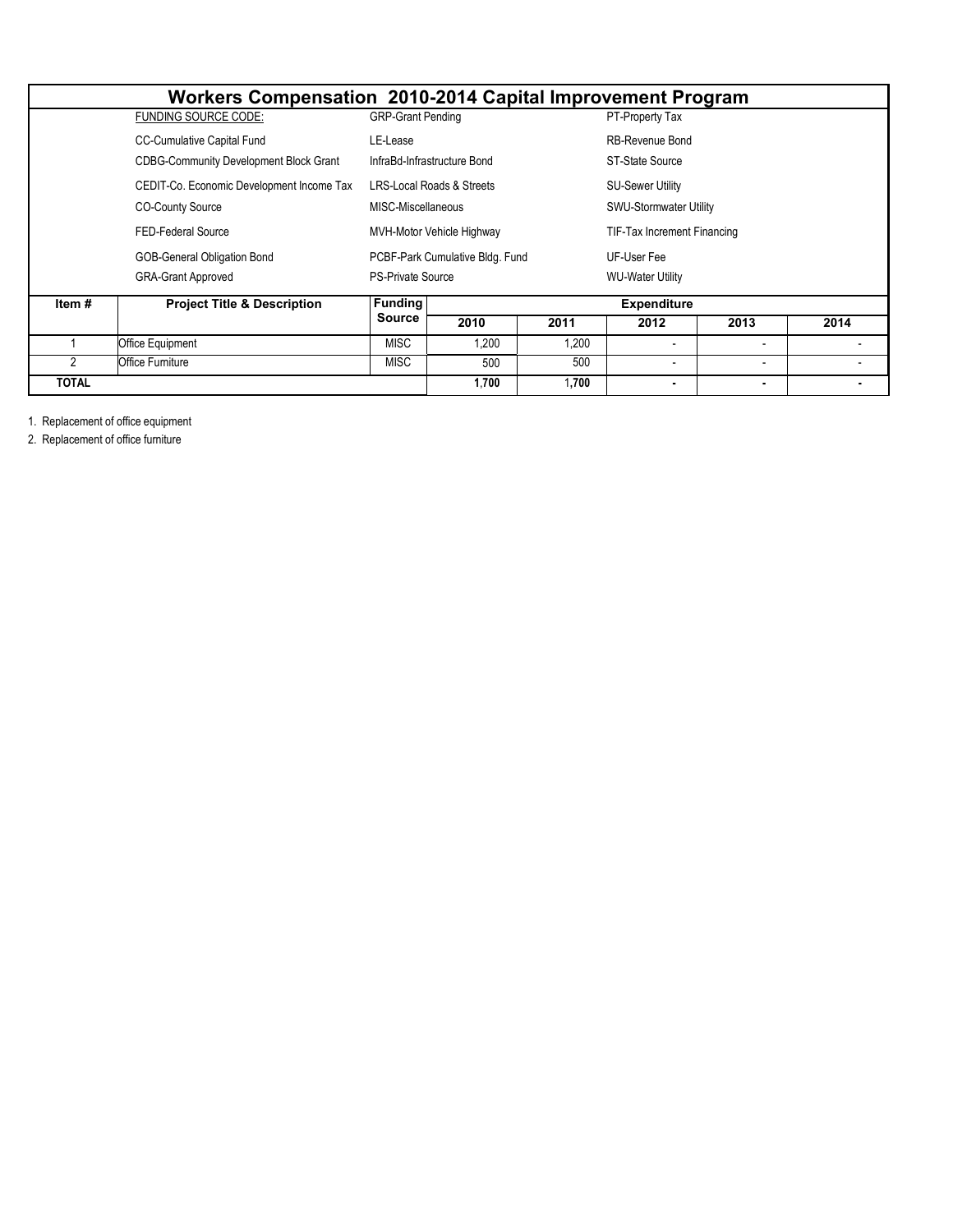# Workers Compensation 2010-2014 Capital Improvement Program

| FUNDING SOURCE CODE: | GRP-Grant Pending | PT-Property Tax |
|---|---|---|
| CC-Cumulative Capital Fund | LE-Lease | RB-Revenue Bond |
| CDBG-Community Development Block Grant | InfraBd-Infrastructure Bond | ST-State Source |
| CEDIT-Co. Economic Development Income Tax | LRS-Local Roads & Streets | SU-Sewer Utility |
| CO-County Source | MISC-Miscellaneous | SWU-Stormwater Utility |
| FED-Federal Source | MVH-Motor Vehicle Highway | TIF-Tax Increment Financing |
| GOB-General Obligation Bond | PCBF-Park Cumulative Bldg. Fund | UF-User Fee |
| GRA-Grant Approved | PS-Private Source | WU-Water Utility |

| Item # | Project Title & Description | Funding Source | Expenditure | | | | |
|---|---|---|---|---|---|---|---|
| | | | 2010 | 2011 | 2012 | 2013 | 2014 |
| 1 | Office Equipment | MISC | 1,200 | 1,200 | - | - | - |
| 2 | Office Furniture | MISC | 500 | 500 | - | - | - |
| **TOTAL** | | | **1,700** | **1,700** | **-** | **-** | **-** |

1. Replacement of office equipment
2. Replacement of office furniture